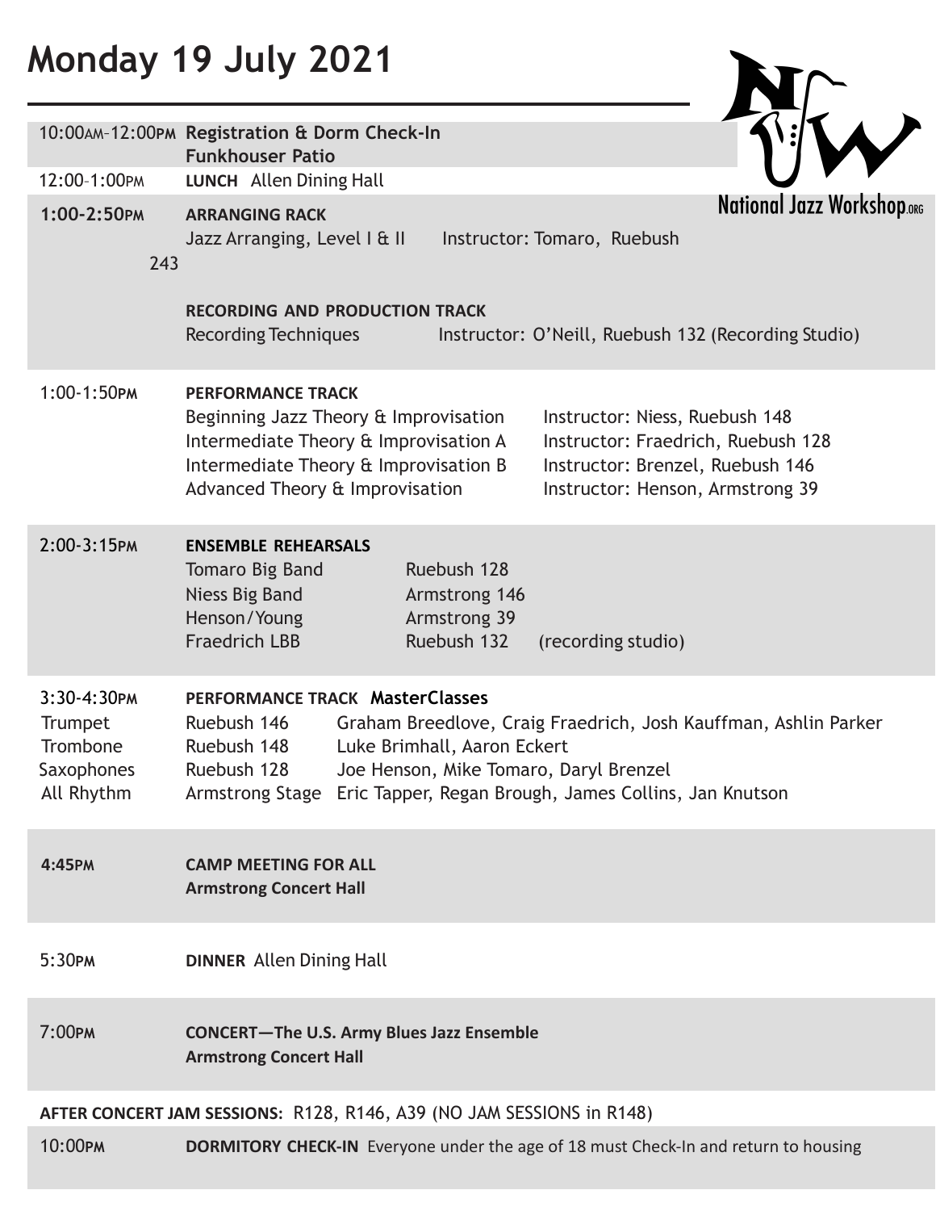# Monday 19 July 2021

National Jazz Workshop.ORG

**10:00AM–12:00PM** **Registration & Dorm Check-In**
**Funkhouser Patio**

**12:00–1:00PM** **LUNCH** Allen Dining Hall

**1:00-2:50PM**

**ARRANGING RACK**
Jazz Arranging, Level I & II — Instructor: Tomaro, Ruebush 243

**RECORDING AND PRODUCTION TRACK**
Recording Techniques — Instructor: O'Neill, Ruebush 132 (Recording Studio)

**1:00-1:50PM**

**PERFORMANCE TRACK**

| Course | Instructor |
| --- | --- |
| Beginning Jazz Theory & Improvisation | Instructor: Niess, Ruebush 148 |
| Intermediate Theory & Improvisation A | Instructor: Fraedrich, Ruebush 128 |
| Intermediate Theory & Improvisation B | Instructor: Brenzel, Ruebush 146 |
| Advanced Theory & Improvisation | Instructor: Henson, Armstrong 39 |

**2:00-3:15PM**

**ENSEMBLE REHEARSALS**

| Ensemble | Location | |
| --- | --- | --- |
| Tomaro Big Band | Ruebush 128 | |
| Niess Big Band | Armstrong 146 | |
| Henson/Young | Armstrong 39 | |
| Fraedrich LBB | Ruebush 132 | (recording studio) |

**3:30-4:30PM**

**PERFORMANCE TRACK MasterClasses**

| Section | Location | Instructors |
| --- | --- | --- |
| Trumpet | Ruebush 146 | Graham Breedlove, Craig Fraedrich, Josh Kauffman, Ashlin Parker |
| Trombone | Ruebush 148 | Luke Brimhall, Aaron Eckert |
| Saxophones | Ruebush 128 | Joe Henson, Mike Tomaro, Daryl Brenzel |
| All Rhythm | Armstrong Stage | Eric Tapper, Regan Brough, James Collins, Jan Knutson |

**4:45PM** **CAMP MEETING FOR ALL**
**Armstrong Concert Hall**

**5:30PM** **DINNER** Allen Dining Hall

**7:00PM** **CONCERT—The U.S. Army Blues Jazz Ensemble**
**Armstrong Concert Hall**

**AFTER CONCERT JAM SESSIONS:** R128, R146, A39 (NO JAM SESSIONS in R148)

**10:00PM** **DORMITORY CHECK-IN** Everyone under the age of 18 must Check-In and return to housing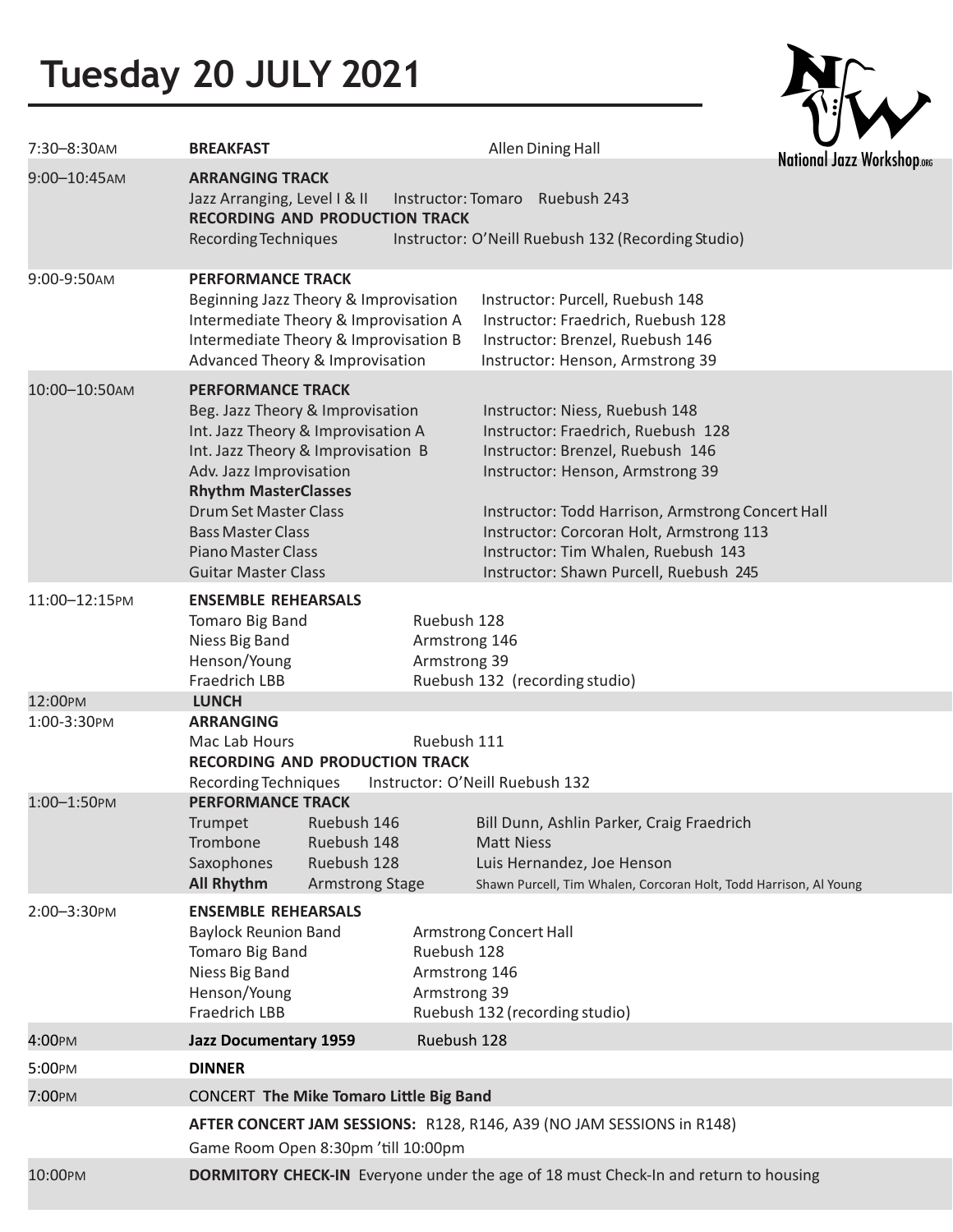# Tuesday 20 JULY 2021

National Jazz Workshop.org

| Time | Event | Details |
|---|---|---|
| 7:30–8:30AM | **BREAKFAST** | Allen Dining Hall |
| 9:00–10:45AM | **ARRANGING TRACK** | |
| | Jazz Arranging, Level I & II | Instructor: Tomaro Ruebush 243 |
| | **RECORDING AND PRODUCTION TRACK** | |
| | Recording Techniques | Instructor: O'Neill Ruebush 132 (Recording Studio) |
| 9:00-9:50AM | **PERFORMANCE TRACK** | |
| | Beginning Jazz Theory & Improvisation | Instructor: Purcell, Ruebush 148 |
| | Intermediate Theory & Improvisation A | Instructor: Fraedrich, Ruebush 128 |
| | Intermediate Theory & Improvisation B | Instructor: Brenzel, Ruebush 146 |
| | Advanced Theory & Improvisation | Instructor: Henson, Armstrong 39 |
| 10:00–10:50AM | **PERFORMANCE TRACK** | |
| | Beg. Jazz Theory & Improvisation | Instructor: Niess, Ruebush 148 |
| | Int. Jazz Theory & Improvisation A | Instructor: Fraedrich, Ruebush 128 |
| | Int. Jazz Theory & Improvisation B | Instructor: Brenzel, Ruebush 146 |
| | Adv. Jazz Improvisation | Instructor: Henson, Armstrong 39 |
| | **Rhythm MasterClasses** | |
| | Drum Set Master Class | Instructor: Todd Harrison, Armstrong Concert Hall |
| | Bass Master Class | Instructor: Corcoran Holt, Armstrong 113 |
| | Piano Master Class | Instructor: Tim Whalen, Ruebush 143 |
| | Guitar Master Class | Instructor: Shawn Purcell, Ruebush 245 |
| 11:00–12:15PM | **ENSEMBLE REHEARSALS** | |
| | Tomaro Big Band | Ruebush 128 |
| | Niess Big Band | Armstrong 146 |
| | Henson/Young | Armstrong 39 |
| | Fraedrich LBB | Ruebush 132 (recording studio) |
| 12:00PM | **LUNCH** | |
| 1:00-3:30PM | **ARRANGING** | |
| | Mac Lab Hours | Ruebush 111 |
| | **RECORDING AND PRODUCTION TRACK** | |
| | Recording Techniques | Instructor: O'Neill Ruebush 132 |
| 1:00–1:50PM | **PERFORMANCE TRACK** | |
| | Trumpet — Ruebush 146 | Bill Dunn, Ashlin Parker, Craig Fraedrich |
| | Trombone — Ruebush 148 | Matt Niess |
| | Saxophones — Ruebush 128 | Luis Hernandez, Joe Henson |
| | **All Rhythm** — Armstrong Stage | Shawn Purcell, Tim Whalen, Corcoran Holt, Todd Harrison, Al Young |
| 2:00–3:30PM | **ENSEMBLE REHEARSALS** | |
| | Baylock Reunion Band | Armstrong Concert Hall |
| | Tomaro Big Band | Ruebush 128 |
| | Niess Big Band | Armstrong 146 |
| | Henson/Young | Armstrong 39 |
| | Fraedrich LBB | Ruebush 132 (recording studio) |
| 4:00PM | **Jazz Documentary 1959** | Ruebush 128 |
| 5:00PM | **DINNER** | |
| 7:00PM | CONCERT **The Mike Tomaro Little Big Band** | |
| | **AFTER CONCERT JAM SESSIONS:** R128, R146, A39 (NO JAM SESSIONS in R148) | |
| | Game Room Open 8:30pm 'till 10:00pm | |
| 10:00PM | **DORMITORY CHECK-IN** Everyone under the age of 18 must Check-In and return to housing | |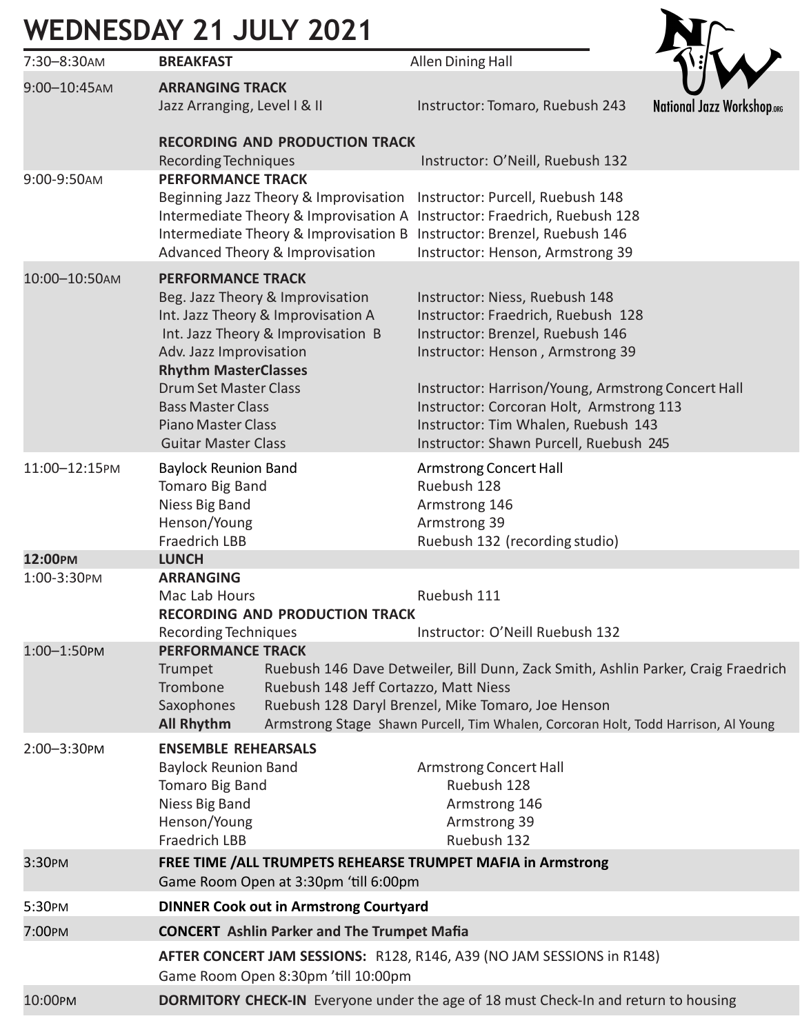# WEDNESDAY 21 JULY 2021

National Jazz Workshop.org

| Time | Event | Location / Instructor |
|---|---|---|
| 7:30–8:30AM | **BREAKFAST** | Allen Dining Hall |
| 9:00–10:45AM | **ARRANGING TRACK** | |
| | Jazz Arranging, Level I & II | Instructor: Tomaro, Ruebush 243 |
| | **RECORDING AND PRODUCTION TRACK** | |
| | Recording Techniques | Instructor: O'Neill, Ruebush 132 |
| 9:00-9:50AM | **PERFORMANCE TRACK** | |
| | Beginning Jazz Theory & Improvisation | Instructor: Purcell, Ruebush 148 |
| | Intermediate Theory & Improvisation A | Instructor: Fraedrich, Ruebush 128 |
| | Intermediate Theory & Improvisation B | Instructor: Brenzel, Ruebush 146 |
| | Advanced Theory & Improvisation | Instructor: Henson, Armstrong 39 |
| 10:00–10:50AM | **PERFORMANCE TRACK** | |
| | Beg. Jazz Theory & Improvisation | Instructor: Niess, Ruebush 148 |
| | Int. Jazz Theory & Improvisation A | Instructor: Fraedrich, Ruebush 128 |
| | Int. Jazz Theory & Improvisation B | Instructor: Brenzel, Ruebush 146 |
| | Adv. Jazz Improvisation | Instructor: Henson , Armstrong 39 |
| | **Rhythm MasterClasses** | |
| | Drum Set Master Class | Instructor: Harrison/Young, Armstrong Concert Hall |
| | Bass Master Class | Instructor: Corcoran Holt, Armstrong 113 |
| | Piano Master Class | Instructor: Tim Whalen, Ruebush 143 |
| | Guitar Master Class | Instructor: Shawn Purcell, Ruebush 245 |
| 11:00–12:15PM | Baylock Reunion Band | Armstrong Concert Hall |
| | Tomaro Big Band | Ruebush 128 |
| | Niess Big Band | Armstrong 146 |
| | Henson/Young | Armstrong 39 |
| | Fraedrich LBB | Ruebush 132 (recording studio) |
| **12:00PM** | **LUNCH** | |
| 1:00-3:30PM | **ARRANGING** | |
| | Mac Lab Hours | Ruebush 111 |
| | **RECORDING AND PRODUCTION TRACK** | |
| | Recording Techniques | Instructor: O'Neill Ruebush 132 |
| 1:00–1:50PM | **PERFORMANCE TRACK** | |
| | Trumpet | Ruebush 146 Dave Detweiler, Bill Dunn, Zack Smith, Ashlin Parker, Craig Fraedrich |
| | Trombone | Ruebush 148 Jeff Cortazzo, Matt Niess |
| | Saxophones | Ruebush 128 Daryl Brenzel, Mike Tomaro, Joe Henson |
| | **All Rhythm** | Armstrong Stage Shawn Purcell, Tim Whalen, Corcoran Holt, Todd Harrison, Al Young |
| 2:00–3:30PM | **ENSEMBLE REHEARSALS** | |
| | Baylock Reunion Band | Armstrong Concert Hall |
| | Tomaro Big Band | Ruebush 128 |
| | Niess Big Band | Armstrong 146 |
| | Henson/Young | Armstrong 39 |
| | Fraedrich LBB | Ruebush 132 |
| 3:30PM | **FREE TIME /ALL TRUMPETS REHEARSE TRUMPET MAFIA in Armstrong** | |
| | Game Room Open at 3:30pm 'till 6:00pm | |
| 5:30PM | **DINNER Cook out in Armstrong Courtyard** | |
| 7:00PM | **CONCERT Ashlin Parker and The Trumpet Mafia** | |
| | **AFTER CONCERT JAM SESSIONS:** R128, R146, A39 (NO JAM SESSIONS in R148) | |
| | Game Room Open 8:30pm 'till 10:00pm | |
| 10:00PM | **DORMITORY CHECK-IN** Everyone under the age of 18 must Check-In and return to housing | |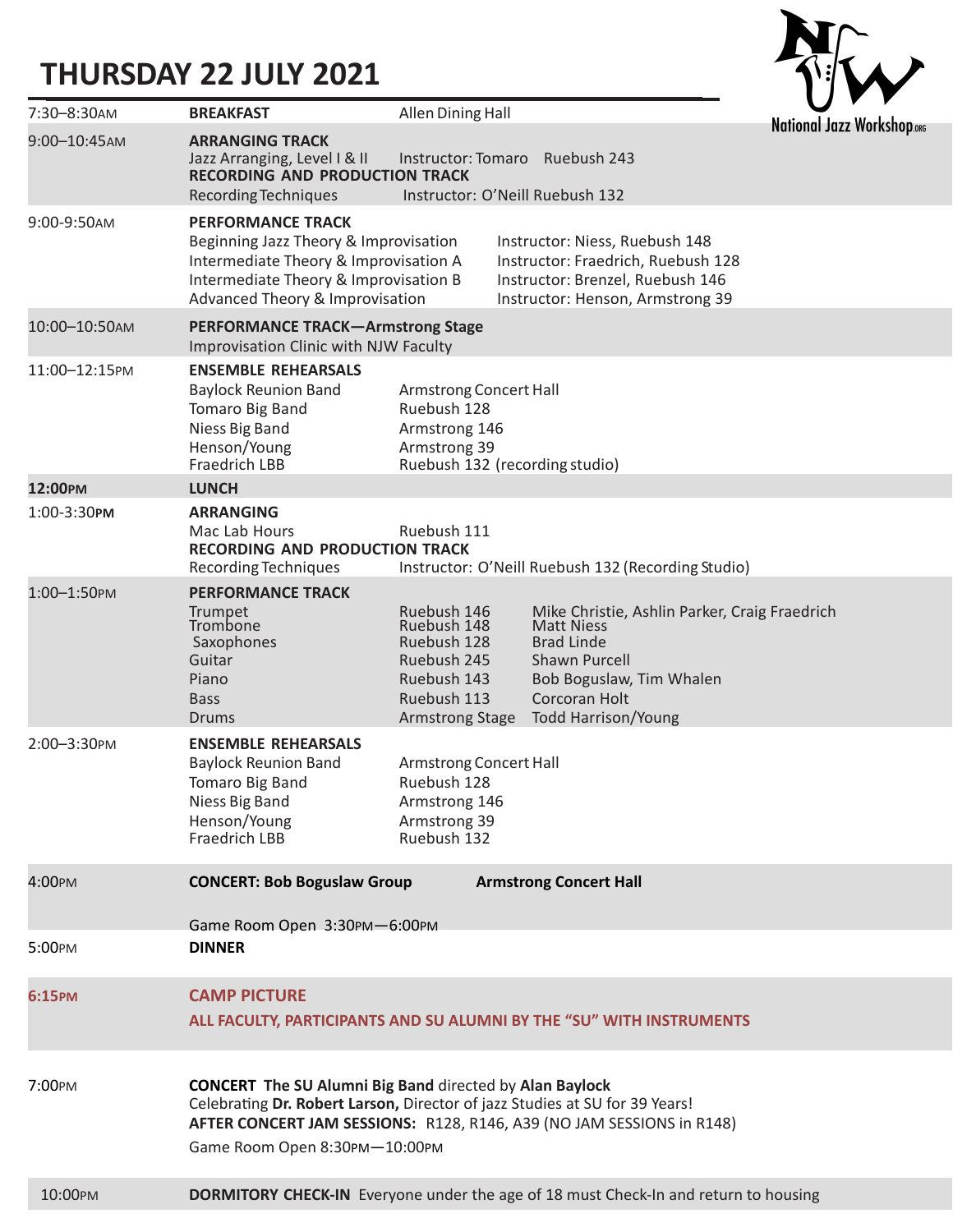# THURSDAY 22 JULY 2021

National Jazz Workshop.org

| Time | Event | Location / Details | |
|---|---|---|---|
| 7:30–8:30AM | **BREAKFAST** | Allen Dining Hall | |
| 9:00–10:45AM | **ARRANGING TRACK** | | |
| | Jazz Arranging, Level I & II | Instructor: Tomaro Ruebush 243 | |
| | **RECORDING AND PRODUCTION TRACK** | | |
| | Recording Techniques | Instructor: O'Neill Ruebush 132 | |
| 9:00-9:50AM | **PERFORMANCE TRACK** | | |
| | Beginning Jazz Theory & Improvisation | Instructor: Niess, Ruebush 148 | |
| | Intermediate Theory & Improvisation A | Instructor: Fraedrich, Ruebush 128 | |
| | Intermediate Theory & Improvisation B | Instructor: Brenzel, Ruebush 146 | |
| | Advanced Theory & Improvisation | Instructor: Henson, Armstrong 39 | |
| 10:00–10:50AM | **PERFORMANCE TRACK—Armstrong Stage** | | |
| | Improvisation Clinic with NJW Faculty | | |
| 11:00–12:15PM | **ENSEMBLE REHEARSALS** | | |
| | Baylock Reunion Band | Armstrong Concert Hall | |
| | Tomaro Big Band | Ruebush 128 | |
| | Niess Big Band | Armstrong 146 | |
| | Henson/Young | Armstrong 39 | |
| | Fraedrich LBB | Ruebush 132 (recording studio) | |
| **12:00PM** | **LUNCH** | | |
| 1:00-3:30PM | **ARRANGING** | | |
| | Mac Lab Hours | Ruebush 111 | |
| | **RECORDING AND PRODUCTION TRACK** | | |
| | Recording Techniques | Instructor: O'Neill Ruebush 132 (Recording Studio) | |
| 1:00–1:50PM | **PERFORMANCE TRACK** | | |
| | Trumpet | Ruebush 146 | Mike Christie, Ashlin Parker, Craig Fraedrich |
| | Trombone | Ruebush 148 | Matt Niess |
| | Saxophones | Ruebush 128 | Brad Linde |
| | Guitar | Ruebush 245 | Shawn Purcell |
| | Piano | Ruebush 143 | Bob Boguslaw, Tim Whalen |
| | Bass | Ruebush 113 | Corcoran Holt |
| | Drums | Armstrong Stage | Todd Harrison/Young |
| 2:00–3:30PM | **ENSEMBLE REHEARSALS** | | |
| | Baylock Reunion Band | Armstrong Concert Hall | |
| | Tomaro Big Band | Ruebush 128 | |
| | Niess Big Band | Armstrong 146 | |
| | Henson/Young | Armstrong 39 | |
| | Fraedrich LBB | Ruebush 132 | |
| 4:00PM | **CONCERT: Bob Boguslaw Group** | **Armstrong Concert Hall** | |
| | Game Room Open 3:30PM—6:00PM | | |
| 5:00PM | **DINNER** | | |
| **6:15PM** | **CAMP PICTURE** | | |
| | **ALL FACULTY, PARTICIPANTS AND SU ALUMNI BY THE "SU" WITH INSTRUMENTS** | | |
| 7:00PM | **CONCERT The SU Alumni Big Band** directed by **Alan Baylock** | | |
| | Celebrating **Dr. Robert Larson,** Director of jazz Studies at SU for 39 Years! | | |
| | **AFTER CONCERT JAM SESSIONS:** R128, R146, A39 (NO JAM SESSIONS in R148) | | |
| | Game Room Open 8:30PM—10:00PM | | |
| 10:00PM | **DORMITORY CHECK-IN** Everyone under the age of 18 must Check-In and return to housing | | |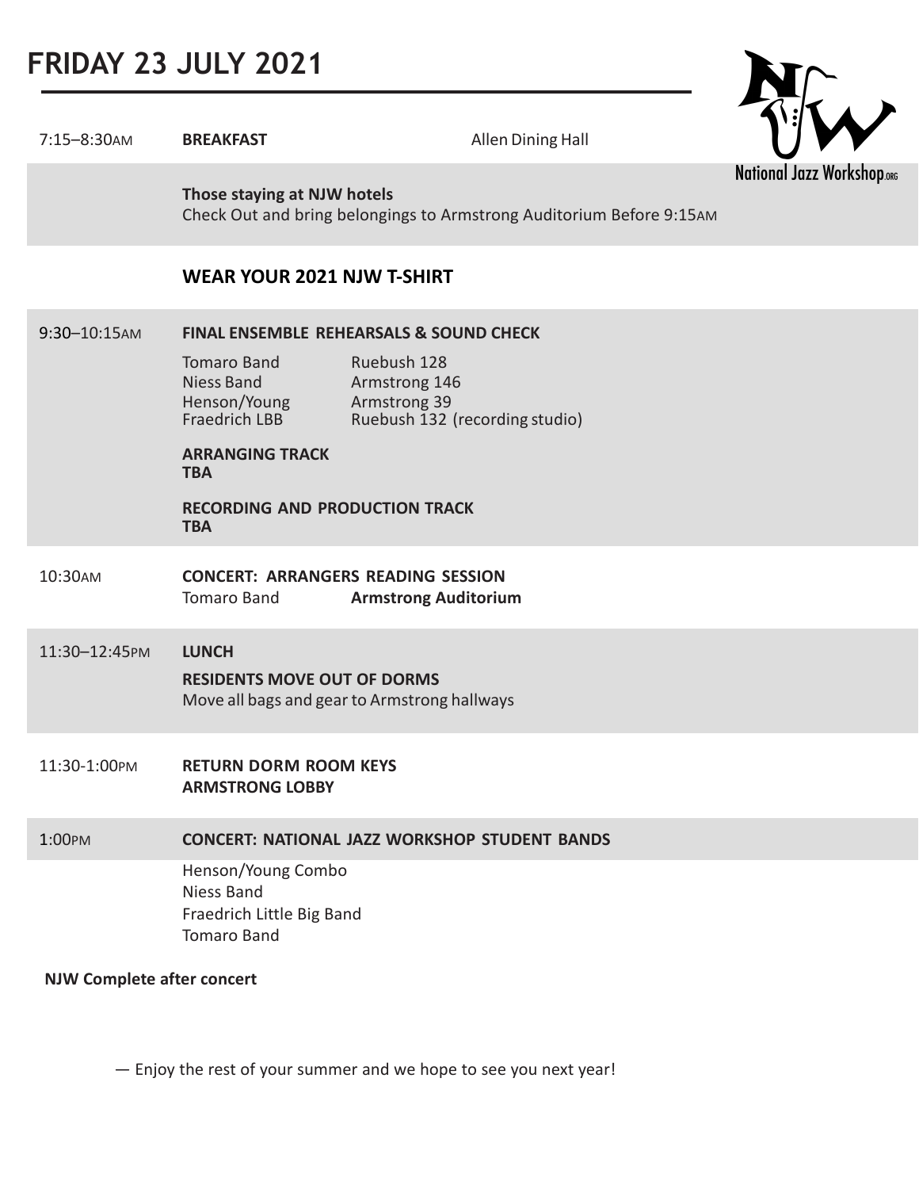# FRIDAY 23 JULY 2021

National Jazz Workshop.ORG

| | | |
|---|---|---|
| 7:15–8:30AM | **BREAKFAST** | Allen Dining Hall |
| | **Those staying at NJW hotels** Check Out and bring belongings to Armstrong Auditorium Before 9:15AM | |

**WEAR YOUR 2021 NJW T-SHIRT**

9:30–10:15AM **FINAL ENSEMBLE REHEARSALS & SOUND CHECK**

| | |
|---|---|
| Tomaro Band | Ruebush 128 |
| Niess Band | Armstrong 146 |
| Henson/Young | Armstrong 39 |
| Fraedrich LBB | Ruebush 132 (recording studio) |

**ARRANGING TRACK**
**TBA**

**RECORDING AND PRODUCTION TRACK**
**TBA**

10:30AM **CONCERT: ARRANGERS READING SESSION**
Tomaro Band **Armstrong Auditorium**

11:30–12:45PM **LUNCH**

**RESIDENTS MOVE OUT OF DORMS**
Move all bags and gear to Armstrong hallways

11:30-1:00PM **RETURN DORM ROOM KEYS**
**ARMSTRONG LOBBY**

1:00PM **CONCERT: NATIONAL JAZZ WORKSHOP STUDENT BANDS**

Henson/Young Combo
Niess Band
Fraedrich Little Big Band
Tomaro Band

**NJW Complete after concert**

— Enjoy the rest of your summer and we hope to see you next year!